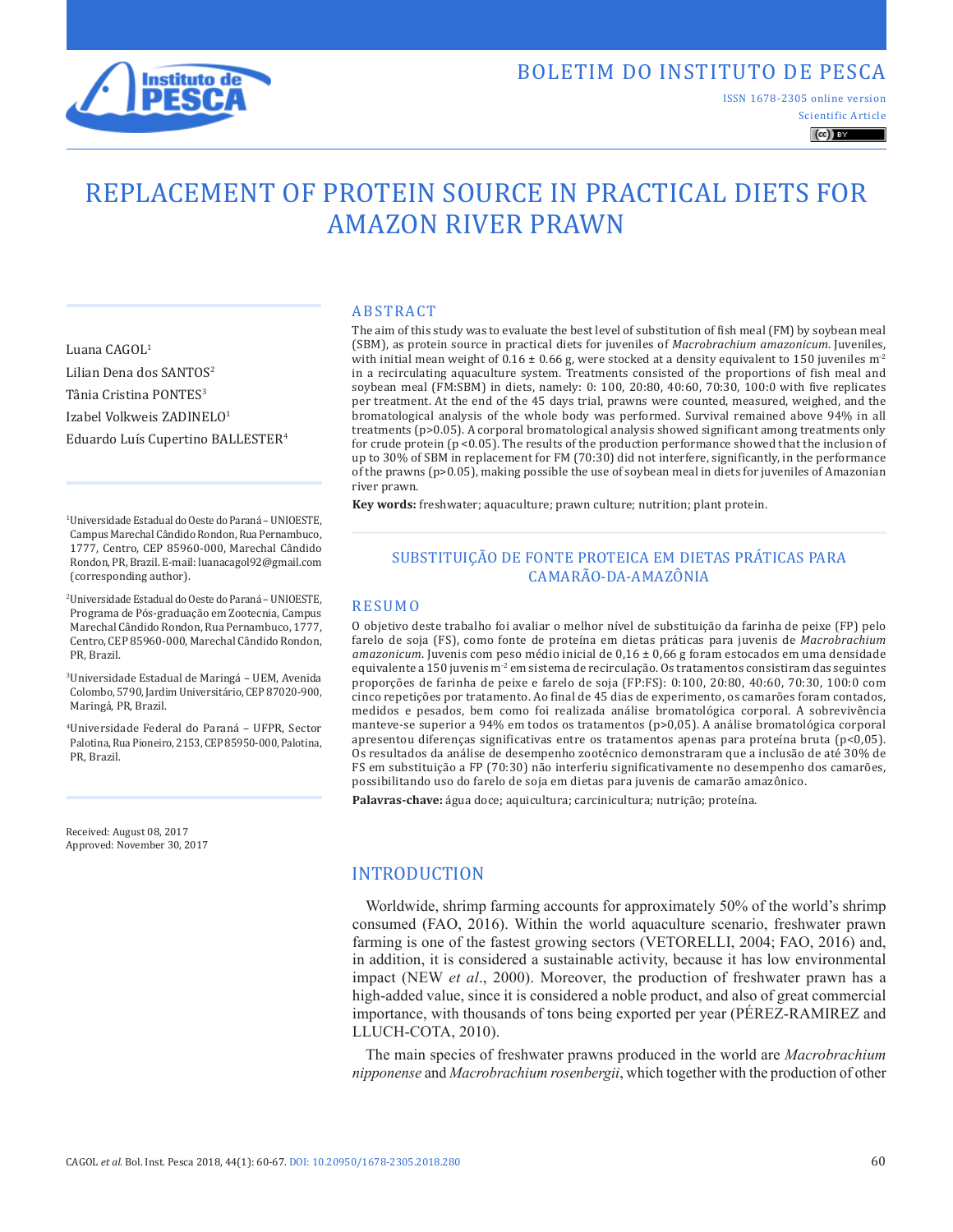# REPLACEMENT OF PROTEIN SOURCE IN PRACTICAL DIETS FOR AMAZON RIVER PRAWN

Luana CAGOL[1]
Lilian Dena dos SANTOS[2]
Tânia Cristina PONTES[3]
Izabel Volkweis ZADINELO[1]
Eduardo Luís Cupertino BALLESTER[4]

[1]Universidade Estadual do Oeste do Paraná – UNIOESTE, Campus Marechal Cândido Rondon, Rua Pernambuco, 1777, Centro, CEP 85960-000, Marechal Cândido Rondon, PR, Brazil. E-mail: luanacagol92@gmail.com (corresponding author).

[2]Universidade Estadual do Oeste do Paraná – UNIOESTE, Programa de Pós-graduação em Zootecnia, Campus Marechal Cândido Rondon, Rua Pernambuco, 1777, Centro, CEP 85960-000, Marechal Cândido Rondon, PR, Brazil.

[3]Universidade Estadual de Maringá – UEM, Avenida Colombo, 5790, Jardim Universitário, CEP 87020-900, Maringá, PR, Brazil.

[4]Universidade Federal do Paraná – UFPR, Sector Palotina, Rua Pioneiro, 2153, CEP 85950-000, Palotina, PR, Brazil.

Received: August 08, 2017
Approved: November 30, 2017

## ABSTRACT

The aim of this study was to evaluate the best level of substitution of fish meal (FM) by soybean meal (SBM), as protein source in practical diets for juveniles of *Macrobrachium amazonicum*. Juveniles, with initial mean weight of 0.16 ± 0.66 g, were stocked at a density equivalent to 150 juveniles $m^{-2}$ in a recirculating aquaculture system. Treatments consisted of the proportions of fish meal and soybean meal (FM:SBM) in diets, namely: 0: 100, 20:80, 40:60, 70:30, 100:0 with five replicates per treatment. At the end of the 45 days trial, prawns were counted, measured, weighed, and the bromatological analysis of the whole body was performed. Survival remained above 94% in all treatments ($p>0.05$). A corporal bromatological analysis showed significant among treatments only for crude protein ($p<0.05$). The results of the production performance showed that the inclusion of up to 30% of SBM in replacement for FM (70:30) did not interfere, significantly, in the performance of the prawns ($p>0.05$), making possible the use of soybean meal in diets for juveniles of Amazonian river prawn.

**Key words:** freshwater; aquaculture; prawn culture; nutrition; plant protein.

## SUBSTITUIÇÃO DE FONTE PROTEICA EM DIETAS PRÁTICAS PARA CAMARÃO-DA-AMAZÔNIA

## RESUMO

O objetivo deste trabalho foi avaliar o melhor nível de substituição da farinha de peixe (FP) pelo farelo de soja (FS), como fonte de proteína em dietas práticas para juvenis de *Macrobrachium amazonicum*. Juvenis com peso médio inicial de 0,16 ± 0,66 g foram estocados em uma densidade equivalente a 150 juvenis $m^{-2}$ em sistema de recirculação. Os tratamentos consistiram das seguintes proporções de farinha de peixe e farelo de soja (FP:FS): 0:100, 20:80, 40:60, 70:30, 100:0 com cinco repetições por tratamento. Ao final de 45 dias de experimento, os camarões foram contados, medidos e pesados, bem como foi realizada análise bromatológica corporal. A sobrevivência manteve-se superior a 94% em todos os tratamentos ($p>0,05$). A análise bromatológica corporal apresentou diferenças significativas entre os tratamentos apenas para proteína bruta ($p<0,05$). Os resultados da análise de desempenho zootécnico demonstraram que a inclusão de até 30% de FS em substituição a FP (70:30) não interferiu significativamente no desempenho dos camarões, possibilitando uso do farelo de soja em dietas para juvenis de camarão amazônico.

**Palavras-chave:** água doce; aquicultura; carcinicultura; nutrição; proteína.

## INTRODUCTION

Worldwide, shrimp farming accounts for approximately 50% of the world's shrimp consumed (FAO, 2016). Within the world aquaculture scenario, freshwater prawn farming is one of the fastest growing sectors (VETORELLI, 2004; FAO, 2016) and, in addition, it is considered a sustainable activity, because it has low environmental impact (NEW *et al*., 2000). Moreover, the production of freshwater prawn has a high-added value, since it is considered a noble product, and also of great commercial importance, with thousands of tons being exported per year (PÉREZ-RAMIREZ and LLUCH-COTA, 2010).

The main species of freshwater prawns produced in the world are *Macrobrachium nipponense* and *Macrobrachium rosenbergii*, which together with the production of other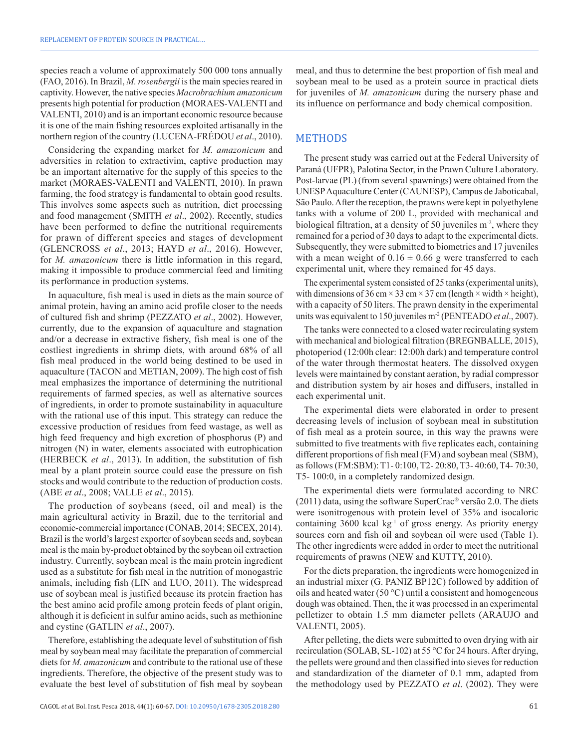species reach a volume of approximately 500 000 tons annually (FAO, 2016). In Brazil, *M. rosenbergii* is the main species reared in captivity. However, the native species *Macrobrachium amazonicum* presents high potential for production (MORAES-VALENTI and VALENTI, 2010) and is an important economic resource because it is one of the main fishing resources exploited artisanally in the northern region of the country (LUCENA-FRÉDOU *et al*., 2010).

Considering the expanding market for *M. amazonicum* and adversities in relation to extractivim, captive production may be an important alternative for the supply of this species to the market (MORAES-VALENTI and VALENTI, 2010). In prawn farming, the food strategy is fundamental to obtain good results. This involves some aspects such as nutrition, diet processing and food management (SMITH *et al*., 2002). Recently, studies have been performed to define the nutritional requirements for prawn of different species and stages of development (GLENCROSS *et al*., 2013; HAYD *et al*., 2016). However, for *M. amazonicum* there is little information in this regard, making it impossible to produce commercial feed and limiting its performance in production systems.

In aquaculture, fish meal is used in diets as the main source of animal protein, having an amino acid profile closer to the needs of cultured fish and shrimp (PEZZATO *et al*., 2002). However, currently, due to the expansion of aquaculture and stagnation and/or a decrease in extractive fishery, fish meal is one of the costliest ingredients in shrimp diets, with around 68% of all fish meal produced in the world being destined to be used in aquaculture (TACON and METIAN, 2009). The high cost of fish meal emphasizes the importance of determining the nutritional requirements of farmed species, as well as alternative sources of ingredients, in order to promote sustainability in aquaculture with the rational use of this input. This strategy can reduce the excessive production of residues from feed wastage, as well as high feed frequency and high excretion of phosphorus (P) and nitrogen (N) in water, elements associated with eutrophication (HERBECK *et al*., 2013). In addition, the substitution of fish meal by a plant protein source could ease the pressure on fish stocks and would contribute to the reduction of production costs. (ABE *et al*., 2008; VALLE *et al*., 2015).

The production of soybeans (seed, oil and meal) is the main agricultural activity in Brazil, due to the territorial and economic-commercial importance (CONAB, 2014; SECEX, 2014). Brazil is the world's largest exporter of soybean seeds and, soybean meal is the main by-product obtained by the soybean oil extraction industry. Currently, soybean meal is the main protein ingredient used as a substitute for fish meal in the nutrition of monogastric animals, including fish (LIN and LUO, 2011). The widespread use of soybean meal is justified because its protein fraction has the best amino acid profile among protein feeds of plant origin, although it is deficient in sulfur amino acids, such as methionine and cystine (GATLIN *et al*., 2007).

Therefore, establishing the adequate level of substitution of fish meal by soybean meal may facilitate the preparation of commercial diets for *M. amazonicum* and contribute to the rational use of these ingredients. Therefore, the objective of the present study was to evaluate the best level of substitution of fish meal by soybean meal, and thus to determine the best proportion of fish meal and soybean meal to be used as a protein source in practical diets for juveniles of *M. amazonicum* during the nursery phase and its influence on performance and body chemical composition.

## METHODS

The present study was carried out at the Federal University of Paraná (UFPR), Palotina Sector, in the Prawn Culture Laboratory. Post-larvae (PL) (from several spawnings) were obtained from the UNESP Aquaculture Center (CAUNESP), Campus de Jaboticabal, São Paulo. After the reception, the prawns were kept in polyethylene tanks with a volume of 200 L, provided with mechanical and biological filtration, at a density of 50 juveniles $m^{-2}$, where they remained for a period of 30 days to adapt to the experimental diets. Subsequently, they were submitted to biometrics and 17 juveniles with a mean weight of $0.16 \pm 0.66$ g were transferred to each experimental unit, where they remained for 45 days.

The experimental system consisted of 25 tanks (experimental units), with dimensions of 36 cm × 33 cm × 37 cm (length × width × height), with a capacity of 50 liters. The prawn density in the experimental units was equivalent to 150 juveniles $m^{-2}$ (PENTEADO *et al*., 2007).

The tanks were connected to a closed water recirculating system with mechanical and biological filtration (BREGNBALLE, 2015), photoperiod (12:00h clear: 12:00h dark) and temperature control of the water through thermostat heaters. The dissolved oxygen levels were maintained by constant aeration, by radial compressor and distribution system by air hoses and diffusers, installed in each experimental unit.

The experimental diets were elaborated in order to present decreasing levels of inclusion of soybean meal in substitution of fish meal as a protein source, in this way the prawns were submitted to five treatments with five replicates each, containing different proportions of fish meal (FM) and soybean meal (SBM), as follows (FM:SBM): T1- 0:100, T2- 20:80, T3- 40:60, T4- 70:30, T5- 100:0, in a completely randomized design.

The experimental diets were formulated according to NRC (2011) data, using the software SuperCrac® versão 2.0. The diets were isonitrogenous with protein level of 35% and isocaloric containing 3600 kcal $kg^{-1}$ of gross energy. As priority energy sources corn and fish oil and soybean oil were used (Table 1). The other ingredients were added in order to meet the nutritional requirements of prawns (NEW and KUTTY, 2010).

For the diets preparation, the ingredients were homogenized in an industrial mixer (G. PANIZ BP12C) followed by addition of oils and heated water (50 °C) until a consistent and homogeneous dough was obtained. Then, the it was processed in an experimental pelletizer to obtain 1.5 mm diameter pellets (ARAUJO and VALENTI, 2005).

After pelleting, the diets were submitted to oven drying with air recirculation (SOLAB, SL-102) at 55 °C for 24 hours. After drying, the pellets were ground and then classified into sieves for reduction and standardization of the diameter of 0.1 mm, adapted from the methodology used by PEZZATO *et al*. (2002). They were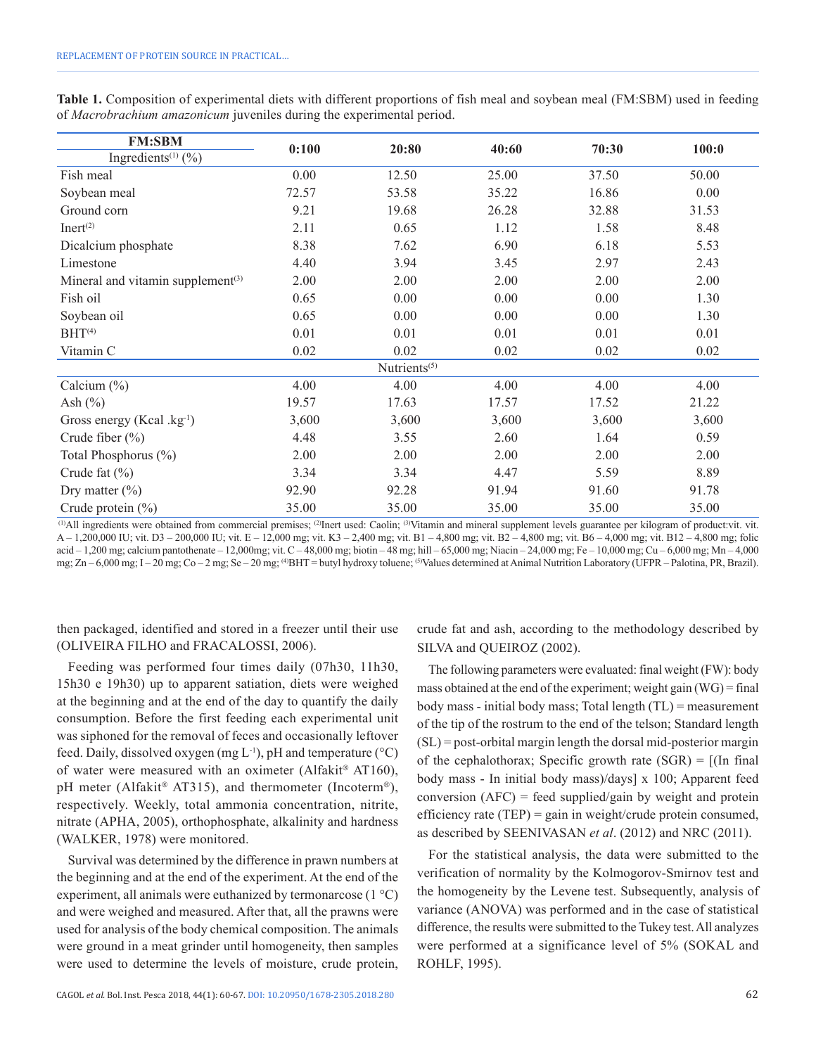**Table 1.** Composition of experimental diets with different proportions of fish meal and soybean meal (FM:SBM) used in feeding of *Macrobrachium amazonicum* juveniles during the experimental period.

| FM:SBM<br>Ingredients[(1)] (%) | 0:100 | 20:80 | 40:60 | 70:30 | 100:0 |
|---|---|---|---|---|---|
| Fish meal | 0.00 | 12.50 | 25.00 | 37.50 | 50.00 |
| Soybean meal | 72.57 | 53.58 | 35.22 | 16.86 | 0.00 |
| Ground corn | 9.21 | 19.68 | 26.28 | 32.88 | 31.53 |
| Inert[(2)] | 2.11 | 0.65 | 1.12 | 1.58 | 8.48 |
| Dicalcium phosphate | 8.38 | 7.62 | 6.90 | 6.18 | 5.53 |
| Limestone | 4.40 | 3.94 | 3.45 | 2.97 | 2.43 |
| Mineral and vitamin supplement[(3)] | 2.00 | 2.00 | 2.00 | 2.00 | 2.00 |
| Fish oil | 0.65 | 0.00 | 0.00 | 0.00 | 1.30 |
| Soybean oil | 0.65 | 0.00 | 0.00 | 0.00 | 1.30 |
| BHT[(4)] | 0.01 | 0.01 | 0.01 | 0.01 | 0.01 |
| Vitamin C | 0.02 | 0.02 | 0.02 | 0.02 | 0.02 |
| | | Nutrients[(5)] | | | |
| Calcium (%) | 4.00 | 4.00 | 4.00 | 4.00 | 4.00 |
| Ash (%) | 19.57 | 17.63 | 17.57 | 17.52 | 21.22 |
| Gross energy (Kcal .kg$^{-1}$) | 3,600 | 3,600 | 3,600 | 3,600 | 3,600 |
| Crude fiber (%) | 4.48 | 3.55 | 2.60 | 1.64 | 0.59 |
| Total Phosphorus (%) | 2.00 | 2.00 | 2.00 | 2.00 | 2.00 |
| Crude fat (%) | 3.34 | 3.34 | 4.47 | 5.59 | 8.89 |
| Dry matter (%) | 92.90 | 92.28 | 91.94 | 91.60 | 91.78 |
| Crude protein (%) | 35.00 | 35.00 | 35.00 | 35.00 | 35.00 |

[(1)]All ingredients were obtained from commercial premises; [(2)]Inert used: Caolin; [(3)]Vitamin and mineral supplement levels guarantee per kilogram of product:vit. vit. A – 1,200,000 IU; vit. D3 – 200,000 IU; vit. E – 12,000 mg; vit. K3 – 2,400 mg; vit. B1 – 4,800 mg; vit. B2 – 4,800 mg; vit. B6 – 4,000 mg; vit. B12 – 4,800 mg; folic acid – 1,200 mg; calcium pantothenate – 12,000mg; vit. C – 48,000 mg; biotin – 48 mg; hill – 65,000 mg; Niacin – 24,000 mg; Fe – 10,000 mg; Cu – 6,000 mg; Mn – 4,000 mg; Zn – 6,000 mg; I – 20 mg; Co – 2 mg; Se – 20 mg; [(4)]BHT = butyl hydroxy toluene; [(5)]Values determined at Animal Nutrition Laboratory (UFPR – Palotina, PR, Brazil).

then packaged, identified and stored in a freezer until their use (OLIVEIRA FILHO and FRACALOSSI, 2006).

Feeding was performed four times daily (07h30, 11h30, 15h30 e 19h30) up to apparent satiation, diets were weighed at the beginning and at the end of the day to quantify the daily consumption. Before the first feeding each experimental unit was siphoned for the removal of feces and occasionally leftover feed. Daily, dissolved oxygen (mg L$^{-1}$), pH and temperature (°C) of water were measured with an oximeter (Alfakit® AT160), pH meter (Alfakit® AT315), and thermometer (Incoterm®), respectively. Weekly, total ammonia concentration, nitrite, nitrate (APHA, 2005), orthophosphate, alkalinity and hardness (WALKER, 1978) were monitored.

Survival was determined by the difference in prawn numbers at the beginning and at the end of the experiment. At the end of the experiment, all animals were euthanized by termonarcose (1 °C) and were weighed and measured. After that, all the prawns were used for analysis of the body chemical composition. The animals were ground in a meat grinder until homogeneity, then samples were used to determine the levels of moisture, crude protein, crude fat and ash, according to the methodology described by SILVA and QUEIROZ (2002).

The following parameters were evaluated: final weight (FW): body mass obtained at the end of the experiment; weight gain (WG) = final body mass - initial body mass; Total length (TL) = measurement of the tip of the rostrum to the end of the telson; Standard length (SL) = post-orbital margin length the dorsal mid-posterior margin of the cephalothorax; Specific growth rate (SGR) = [(In final body mass - In initial body mass)/days] x 100; Apparent feed conversion (AFC) = feed supplied/gain by weight and protein efficiency rate (TEP) = gain in weight/crude protein consumed, as described by SEENIVASAN *et al*. (2012) and NRC (2011).

For the statistical analysis, the data were submitted to the verification of normality by the Kolmogorov-Smirnov test and the homogeneity by the Levene test. Subsequently, analysis of variance (ANOVA) was performed and in the case of statistical difference, the results were submitted to the Tukey test. All analyzes were performed at a significance level of 5% (SOKAL and ROHLF, 1995).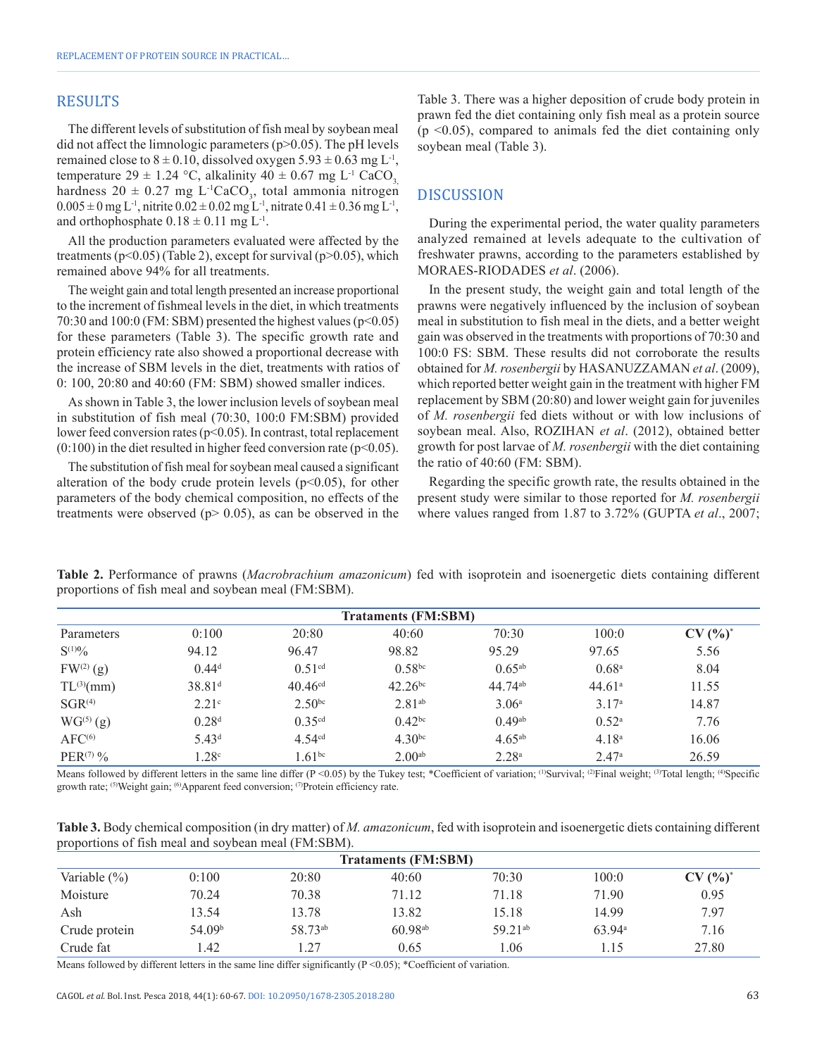## RESULTS

The different levels of substitution of fish meal by soybean meal did not affect the limnologic parameters ($p>0.05$). The pH levels remained close to $8 \pm 0.10$, dissolved oxygen $5.93 \pm 0.63$ mg $L^{-1}$, temperature $29 \pm 1.24$ °C, alkalinity $40 \pm 0.67$ mg $L^{-1}$ $CaCO_3$, hardness $20 \pm 0.27$ mg $L^{-1}CaCO_3$, total ammonia nitrogen $0.005 \pm 0$ mg $L^{-1}$, nitrite $0.02 \pm 0.02$ mg $L^{-1}$, nitrate $0.41 \pm 0.36$ mg $L^{-1}$, and orthophosphate $0.18 \pm 0.11$ mg $L^{-1}$.

All the production parameters evaluated were affected by the treatments ($p<0.05$) (Table 2), except for survival ($p>0.05$), which remained above 94% for all treatments.

The weight gain and total length presented an increase proportional to the increment of fishmeal levels in the diet, in which treatments 70:30 and 100:0 FM: SBM) presented the highest values ($p<0.05$) for these parameters (Table 3). The specific growth rate and protein efficiency rate also showed a proportional decrease with the increase of SBM levels in the diet, treatments with ratios of 0: 100, 20:80 and 40:60 (FM: SBM) showed smaller indices.

As shown in Table 3, the lower inclusion levels of soybean meal in substitution of fish meal (70:30, 100:0 FM:SBM) provided lower feed conversion rates ($p<0.05$). In contrast, total replacement (0:100) in the diet resulted in higher feed conversion rate ($p<0.05$).

The substitution of fish meal for soybean meal caused a significant alteration of the body crude protein levels ($p<0.05$), for other parameters of the body chemical composition, no effects of the treatments were observed ($p> 0.05$), as can be observed in the Table 3. There was a higher deposition of crude body protein in prawn fed the diet containing only fish meal as a protein source ($p <0.05$), compared to animals fed the diet containing only soybean meal (Table 3).

## DISCUSSION

During the experimental period, the water quality parameters analyzed remained at levels adequate to the cultivation of freshwater prawns, according to the parameters established by MORAES-RIODADES *et al*. (2006).

In the present study, the weight gain and total length of the prawns were negatively influenced by the inclusion of soybean meal in substitution to fish meal in the diets, and a better weight gain was observed in the treatments with proportions of 70:30 and 100:0 FS: SBM. These results did not corroborate the results obtained for *M. rosenbergii* by HASANUZZAMAN *et al*. (2009), which reported better weight gain in the treatment with higher FM replacement by SBM (20:80) and lower weight gain for juveniles of *M. rosenbergii* fed diets without or with low inclusions of soybean meal. Also, ROZIHAN *et al*. (2012), obtained better growth for post larvae of *M. rosenbergii* with the diet containing the ratio of 40:60 (FM: SBM).

Regarding the specific growth rate, the results obtained in the present study were similar to those reported for *M. rosenbergii* where values ranged from 1.87 to 3.72% (GUPTA *et al*., 2007;

**Table 2.** Performance of prawns (*Macrobrachium amazonicum*) fed with isoprotein and isoenergetic diets containing different proportions of fish meal and soybean meal (FM:SBM).

| | Trataments (FM:SBM) | | | | | |
|---|---|---|---|---|---|---|
| Parameters | 0:100 | 20:80 | 40:60 | 70:30 | 100:0 | **CV (%)*** |
| S[(1)]% | 94.12 | 96.47 | 98.82 | 95.29 | 97.65 | 5.56 |
| FW[(2)] (g) | 0.44[d] | 0.51[cd] | 0.58[bc] | 0.65[ab] | 0.68[a] | 8.04 |
| TL[(3)](mm) | 38.81[d] | 40.46[cd] | 42.26[bc] | 44.74[ab] | 44.61[a] | 11.55 |
| SGR[(4)] | 2.21[c] | 2.50[bc] | 2.81[ab] | 3.06[a] | 3.17[a] | 14.87 |
| WG[(5)] (g) | 0.28[d] | 0.35[cd] | 0.42[bc] | 0.49[ab] | 0.52[a] | 7.76 |
| AFC[(6)] | 5.43[d] | 4.54[cd] | 4.30[bc] | 4.65[ab] | 4.18[a] | 16.06 |
| PER[(7)] % | 1.28[c] | 1.61[bc] | 2.00[ab] | 2.28[a] | 2.47[a] | 26.59 |

Means followed by different letters in the same line differ ($P <0.05$) by the Tukey test; *Coefficient of variation; [(1)]Survival; [(2)]Final weight; [(3)]Total length; [(4)]Specific growth rate; [(5)]Weight gain; [(6)]Apparent feed conversion; [(7)]Protein efficiency rate.

**Table 3.** Body chemical composition (in dry matter) of *M. amazonicum*, fed with isoprotein and isoenergetic diets containing different proportions of fish meal and soybean meal (FM:SBM).

| | Trataments (FM:SBM) | | | | | |
|---|---|---|---|---|---|---|
| Variable (%) | 0:100 | 20:80 | 40:60 | 70:30 | 100:0 | **CV (%)*** |
| Moisture | 70.24 | 70.38 | 71.12 | 71.18 | 71.90 | 0.95 |
| Ash | 13.54 | 13.78 | 13.82 | 15.18 | 14.99 | 7.97 |
| Crude protein | 54.09[b] | 58.73[ab] | 60.98[ab] | 59.21[ab] | 63.94[a] | 7.16 |
| Crude fat | 1.42 | 1.27 | 0.65 | 1.06 | 1.15 | 27.80 |

Means followed by different letters in the same line differ significantly ($P <0.05$); *Coefficient of variation.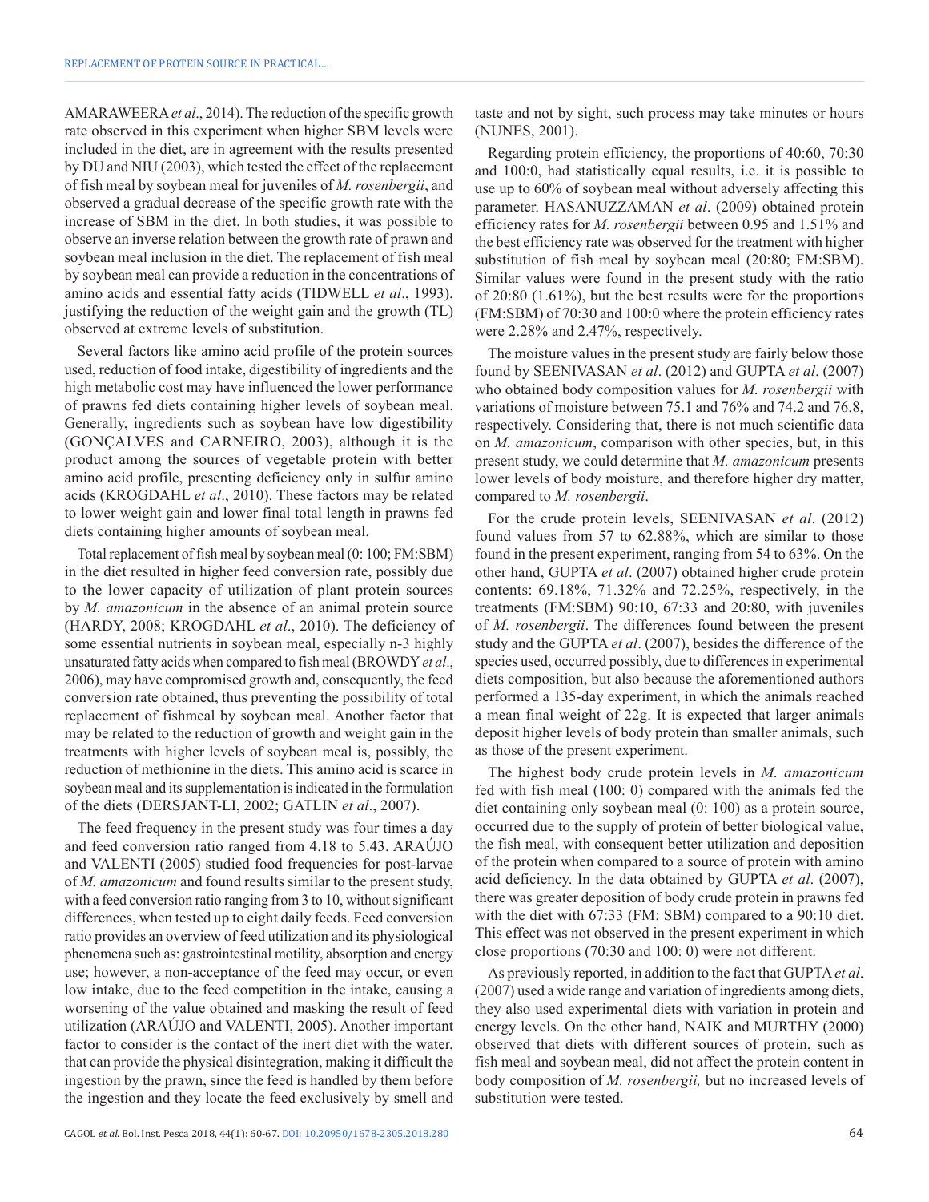AMARAWEERA *et al*., 2014). The reduction of the specific growth rate observed in this experiment when higher SBM levels were included in the diet, are in agreement with the results presented by DU and NIU (2003), which tested the effect of the replacement of fish meal by soybean meal for juveniles of *M. rosenbergii*, and observed a gradual decrease of the specific growth rate with the increase of SBM in the diet. In both studies, it was possible to observe an inverse relation between the growth rate of prawn and soybean meal inclusion in the diet. The replacement of fish meal by soybean meal can provide a reduction in the concentrations of amino acids and essential fatty acids (TIDWELL *et al*., 1993), justifying the reduction of the weight gain and the growth (TL) observed at extreme levels of substitution.

Several factors like amino acid profile of the protein sources used, reduction of food intake, digestibility of ingredients and the high metabolic cost may have influenced the lower performance of prawns fed diets containing higher levels of soybean meal. Generally, ingredients such as soybean have low digestibility (GONÇALVES and CARNEIRO, 2003), although it is the product among the sources of vegetable protein with better amino acid profile, presenting deficiency only in sulfur amino acids (KROGDAHL *et al*., 2010). These factors may be related to lower weight gain and lower final total length in prawns fed diets containing higher amounts of soybean meal.

Total replacement of fish meal by soybean meal (0: 100; FM:SBM) in the diet resulted in higher feed conversion rate, possibly due to the lower capacity of utilization of plant protein sources by *M. amazonicum* in the absence of an animal protein source (HARDY, 2008; KROGDAHL *et al*., 2010). The deficiency of some essential nutrients in soybean meal, especially n-3 highly unsaturated fatty acids when compared to fish meal (BROWDY *et al*., 2006), may have compromised growth and, consequently, the feed conversion rate obtained, thus preventing the possibility of total replacement of fishmeal by soybean meal. Another factor that may be related to the reduction of growth and weight gain in the treatments with higher levels of soybean meal is, possibly, the reduction of methionine in the diets. This amino acid is scarce in soybean meal and its supplementation is indicated in the formulation of the diets (DERSJANT-LI, 2002; GATLIN *et al*., 2007).

The feed frequency in the present study was four times a day and feed conversion ratio ranged from 4.18 to 5.43. ARAÚJO and VALENTI (2005) studied food frequencies for post-larvae of *M. amazonicum* and found results similar to the present study, with a feed conversion ratio ranging from 3 to 10, without significant differences, when tested up to eight daily feeds. Feed conversion ratio provides an overview of feed utilization and its physiological phenomena such as: gastrointestinal motility, absorption and energy use; however, a non-acceptance of the feed may occur, or even low intake, due to the feed competition in the intake, causing a worsening of the value obtained and masking the result of feed utilization (ARAÚJO and VALENTI, 2005). Another important factor to consider is the contact of the inert diet with the water, that can provide the physical disintegration, making it difficult the ingestion by the prawn, since the feed is handled by them before the ingestion and they locate the feed exclusively by smell and taste and not by sight, such process may take minutes or hours (NUNES, 2001).

Regarding protein efficiency, the proportions of 40:60, 70:30 and 100:0, had statistically equal results, i.e. it is possible to use up to 60% of soybean meal without adversely affecting this parameter. HASANUZZAMAN *et al*. (2009) obtained protein efficiency rates for *M. rosenbergii* between 0.95 and 1.51% and the best efficiency rate was observed for the treatment with higher substitution of fish meal by soybean meal (20:80; FM:SBM). Similar values were found in the present study with the ratio of 20:80 (1.61%), but the best results were for the proportions (FM:SBM) of 70:30 and 100:0 where the protein efficiency rates were 2.28% and 2.47%, respectively.

The moisture values in the present study are fairly below those found by SEENIVASAN *et al*. (2012) and GUPTA *et al*. (2007) who obtained body composition values for *M. rosenbergii* with variations of moisture between 75.1 and 76% and 74.2 and 76.8, respectively. Considering that, there is not much scientific data on *M. amazonicum*, comparison with other species, but, in this present study, we could determine that *M. amazonicum* presents lower levels of body moisture, and therefore higher dry matter, compared to *M. rosenbergii*.

For the crude protein levels, SEENIVASAN *et al*. (2012) found values from 57 to 62.88%, which are similar to those found in the present experiment, ranging from 54 to 63%. On the other hand, GUPTA *et al*. (2007) obtained higher crude protein contents: 69.18%, 71.32% and 72.25%, respectively, in the treatments (FM:SBM) 90:10, 67:33 and 20:80, with juveniles of *M. rosenbergii*. The differences found between the present study and the GUPTA *et al*. (2007), besides the difference of the species used, occurred possibly, due to differences in experimental diets composition, but also because the aforementioned authors performed a 135-day experiment, in which the animals reached a mean final weight of 22g. It is expected that larger animals deposit higher levels of body protein than smaller animals, such as those of the present experiment.

The highest body crude protein levels in *M. amazonicum* fed with fish meal (100: 0) compared with the animals fed the diet containing only soybean meal (0: 100) as a protein source, occurred due to the supply of protein of better biological value, the fish meal, with consequent better utilization and deposition of the protein when compared to a source of protein with amino acid deficiency. In the data obtained by GUPTA *et al*. (2007), there was greater deposition of body crude protein in prawns fed with the diet with 67:33 (FM: SBM) compared to a 90:10 diet. This effect was not observed in the present experiment in which close proportions (70:30 and 100: 0) were not different.

As previously reported, in addition to the fact that GUPTA *et al*. (2007) used a wide range and variation of ingredients among diets, they also used experimental diets with variation in protein and energy levels. On the other hand, NAIK and MURTHY (2000) observed that diets with different sources of protein, such as fish meal and soybean meal, did not affect the protein content in body composition of *M. rosenbergii,* but no increased levels of substitution were tested.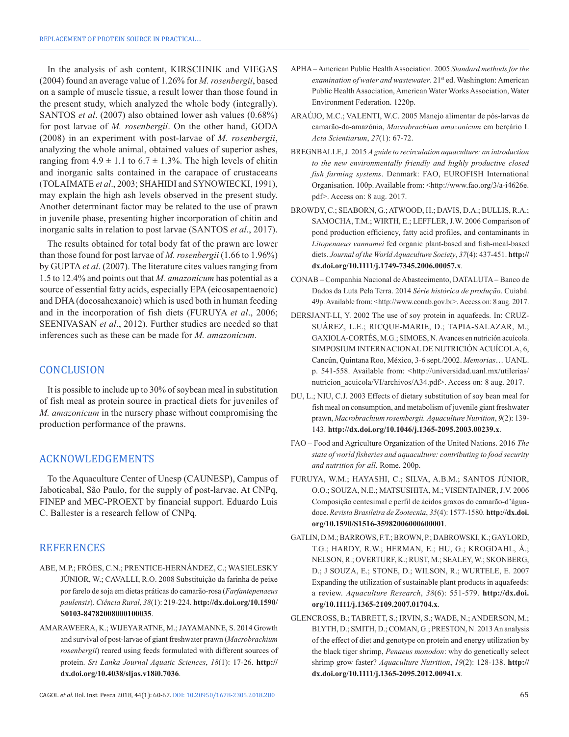In the analysis of ash content, KIRSCHNIK and VIEGAS (2004) found an average value of 1.26% for *M. rosenbergii*, based on a sample of muscle tissue, a result lower than those found in the present study, which analyzed the whole body (integrally). SANTOS *et al*. (2007) also obtained lower ash values (0.68%) for post larvae of *M. rosenbergii*. On the other hand, GODA (2008) in an experiment with post-larvae of *M. rosenbergii*, analyzing the whole animal, obtained values of superior ashes, ranging from $4.9 \pm 1.1$ to $6.7 \pm 1.3\%$. The high levels of chitin and inorganic salts contained in the carapace of crustaceans (TOLAIMATE *et al*., 2003; SHAHIDI and SYNOWIECKI, 1991), may explain the high ash levels observed in the present study. Another determinant factor may be related to the use of prawn in juvenile phase, presenting higher incorporation of chitin and inorganic salts in relation to post larvae (SANTOS *et al*., 2017).

The results obtained for total body fat of the prawn are lower than those found for post larvae of *M. rosenbergii* (1.66 to 1.96%) by GUPTA *et al*. (2007). The literature cites values ranging from 1.5 to 12.4% and points out that *M. amazonicum* has potential as a source of essential fatty acids, especially EPA (eicosapentaenoic) and DHA (docosahexanoic) which is used both in human feeding and in the incorporation of fish diets (FURUYA *et al*., 2006; SEENIVASAN *et al*., 2012). Further studies are needed so that inferences such as these can be made for *M. amazonicum*.

## CONCLUSION

It is possible to include up to 30% of soybean meal in substitution of fish meal as protein source in practical diets for juveniles of *M. amazonicum* in the nursery phase without compromising the production performance of the prawns.

## ACKNOWLEDGEMENTS

To the Aquaculture Center of Unesp (CAUNESP), Campus of Jaboticabal, São Paulo, for the supply of post-larvae. At CNPq, FINEP and MEC-PROEXT by financial support. Eduardo Luis C. Ballester is a research fellow of CNPq.

## REFERENCES

ABE, M.P.; FRÓES, C.N.; PRENTICE-HERNÁNDEZ, C.; WASIELESKY JÚNIOR, W.; CAVALLI, R.O. 2008 Substituição da farinha de peixe por farelo de soja em dietas práticas do camarão-rosa (*Farfantepenaeus paulensis*). *Ciência Rural*, *38*(1): 219-224. **http://dx.doi.org/10.1590/S0103-84782008000100035**.

AMARAWEERA, K.; WIJEYARATNE, M.; JAYAMANNE, S. 2014 Growth and survival of post-larvae of giant freshwater prawn (*Macrobrachium rosenbergii*) reared using feeds formulated with different sources of protein. *Sri Lanka Journal Aquatic Sciences*, *18*(1): 17-26. **http://dx.doi.org/10.4038/sljas.v18i0.7036**.

APHA – American Public Health Association. 2005 *Standard methods for the examination of water and wastewater*. 21st ed. Washington: American Public Health Association, American Water Works Association, Water Environment Federation. 1220p.

ARAÚJO, M.C.; VALENTI, W.C. 2005 Manejo alimentar de pós-larvas de camarão-da-amazônia, *Macrobrachium amazonicum* em berçário I. *Acta Scientiarum*, *27*(1): 67-72.

BREGNBALLE, J. 2015 *A guide to recirculation aquaculture: an introduction to the new environmentally friendly and highly productive closed fish farming systems*. Denmark: FAO, EUROFISH International Organisation. 100p. Available from: <http://www.fao.org/3/a-i4626e.pdf>. Access on: 8 aug. 2017.

BROWDY, C.; SEABORN, G.; ATWOOD, H.; DAVIS, D.A.; BULLIS, R.A.; SAMOCHA, T.M.; WIRTH, E.; LEFFLER, J.W. 2006 Comparison of pond production efficiency, fatty acid profiles, and contaminants in *Litopenaeus vannamei* fed organic plant-based and fish-meal-based diets. *Journal of the World Aquaculture Society*, *37*(4): 437-451. **http://dx.doi.org/10.1111/j.1749-7345.2006.00057.x**.

CONAB – Companhia Nacional de Abastecimento, DATALUTA – Banco de Dados da Luta Pela Terra. 2014 *Série histórica de produção*. Cuiabá. 49p. Available from: <http://www.conab.gov.br>. Access on: 8 aug. 2017.

DERSJANT-LI, Y. 2002 The use of soy protein in aquafeeds. In: CRUZ-SUÁREZ, L.E.; RICQUE-MARIE, D.; TAPIA-SALAZAR, M.; GAXIOLA-CORTÉS, M.G.; SIMOES, N. Avances en nutrición acuícola. SIMPOSIUM INTERNACIONAL DE NUTRICIÓN ACUÍCOLA, 6, Cancún, Quintana Roo, México, 3-6 sept./2002. *Memorias*… UANL. p. 541-558. Available from: <http://universidad.uanl.mx/utilerias/nutricion_acuicola/VI/archivos/A34.pdf>. Access on: 8 aug. 2017.

DU, L.; NIU, C.J. 2003 Effects of dietary substitution of soy bean meal for fish meal on consumption, and metabolism of juvenile giant freshwater prawn, *Macrobrachium rosembergii. Aquaculture Nutrition*, *9*(2): 139-143. **http://dx.doi.org/10.1046/j.1365-2095.2003.00239.x**.

FAO – Food and Agriculture Organization of the United Nations. 2016 *The state of world fisheries and aquaculture: contributing to food security and nutrition for all*. Rome. 200p.

FURUYA, W.M.; HAYASHI, C.; SILVA, A.B.M.; SANTOS JÚNIOR, O.O.; SOUZA, N.E.; MATSUSHITA, M.; VISENTAINER, J.V. 2006 Composição centesimal e perfil de ácidos graxos do camarão-d'água-doce. *Revista Brasileira de Zootecnia*, *35*(4): 1577-1580. **http://dx.doi.org/10.1590/S1516-35982006000600001**.

GATLIN, D.M.; BARROWS, F.T.; BROWN, P.; DABROWSKI, K.; GAYLORD, T.G.; HARDY, R.W.; HERMAN, E.; HU, G.; KROGDAHL, Å.; NELSON, R.; OVERTURF, K.; RUST, M.; SEALEY, W.; SKONBERG, D.; J SOUZA, E.; STONE, D.; WILSON, R.; WURTELE, E. 2007 Expanding the utilization of sustainable plant products in aquafeeds: a review. *Aquaculture Research*, *38*(6): 551-579. **http://dx.doi.org/10.1111/j.1365-2109.2007.01704.x**.

GLENCROSS, B.; TABRETT, S.; IRVIN, S.; WADE, N.; ANDERSON, M.; BLYTH, D.; SMITH, D.; COMAN, G.; PRESTON, N. 2013 An analysis of the effect of diet and genotype on protein and energy utilization by the black tiger shrimp, *Penaeus monodon*: why do genetically select shrimp grow faster? *Aquaculture Nutrition*, *19*(2): 128-138. **http://dx.doi.org/10.1111/j.1365-2095.2012.00941.x**.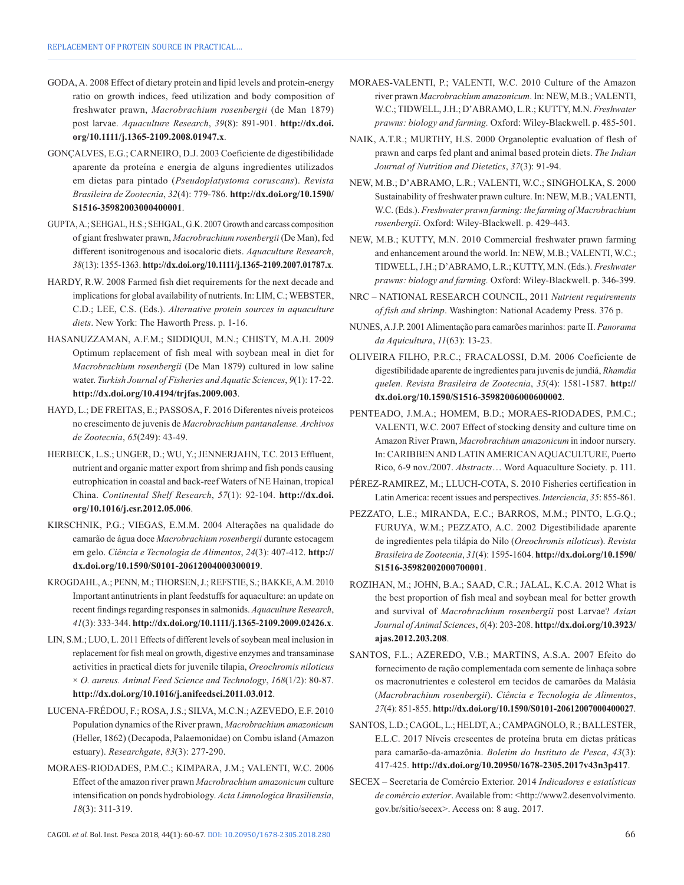GODA, A. 2008 Effect of dietary protein and lipid levels and protein-energy ratio on growth indices, feed utilization and body composition of freshwater prawn, *Macrobrachium rosenbergii* (de Man 1879) post larvae. *Aquaculture Research*, *39*(8): 891-901. **http://dx.doi.org/10.1111/j.1365-2109.2008.01947.x**.

GONÇALVES, E.G.; CARNEIRO, D.J. 2003 Coeficiente de digestibilidade aparente da proteína e energia de alguns ingredientes utilizados em dietas para pintado (*Pseudoplatystoma coruscans*). *Revista Brasileira de Zootecnia*, *32*(4): 779-786. **http://dx.doi.org/10.1590/S1516-35982003000400001**.

GUPTA, A.; SEHGAL, H.S.; SEHGAL, G.K. 2007 Growth and carcass composition of giant freshwater prawn, *Macrobrachium rosenbergii* (De Man), fed different isonitrogenous and isocaloric diets. *Aquaculture Research*, *38*(13): 1355-1363. **http://dx.doi.org/10.1111/j.1365-2109.2007.01787.x**.

HARDY, R.W. 2008 Farmed fish diet requirements for the next decade and implications for global availability of nutrients. In: LIM, C.; WEBSTER, C.D.; LEE, C.S. (Eds.). *Alternative protein sources in aquaculture diets*. New York: The Haworth Press. p. 1-16.

HASANUZZAMAN, A.F.M.; SIDDIQUI, M.N.; CHISTY, M.A.H. 2009 Optimum replacement of fish meal with soybean meal in diet for *Macrobrachium rosenbergii* (De Man 1879) cultured in low saline water. *Turkish Journal of Fisheries and Aquatic Sciences*, *9*(1): 17-22. **http://dx.doi.org/10.4194/trjfas.2009.003**.

HAYD, L.; DE FREITAS, E.; PASSOSA, F. 2016 Diferentes níveis proteicos no crescimento de juvenis de *Macrobrachium pantanalense. Archivos de Zootecnia*, *65*(249): 43-49.

HERBECK, L.S.; UNGER, D.; WU, Y.; JENNERJAHN, T.C. 2013 Effluent, nutrient and organic matter export from shrimp and fish ponds causing eutrophication in coastal and back-reef Waters of NE Hainan, tropical China. *Continental Shelf Research*, *57*(1): 92-104. **http://dx.doi.org/10.1016/j.csr.2012.05.006**.

KIRSCHNIK, P.G.; VIEGAS, E.M.M. 2004 Alterações na qualidade do camarão de água doce *Macrobrachium rosenbergii* durante estocagem em gelo. *Ciência e Tecnologia de Alimentos*, *24*(3): 407-412. **http://dx.doi.org/10.1590/S0101-20612004000300019**.

KROGDAHL, A.; PENN, M.; THORSEN, J.; REFSTIE, S.; BAKKE, A.M. 2010 Important antinutrients in plant feedstuffs for aquaculture: an update on recent findings regarding responses in salmonids. *Aquaculture Research*, *41*(3): 333-344. **http://dx.doi.org/10.1111/j.1365-2109.2009.02426.x**.

LIN, S.M.; LUO, L. 2011 Effects of different levels of soybean meal inclusion in replacement for fish meal on growth, digestive enzymes and transaminase activities in practical diets for juvenile tilapia, *Oreochromis niloticus × O. aureus. Animal Feed Science and Technology*, *168*(1/2): 80-87. **http://dx.doi.org/10.1016/j.anifeedsci.2011.03.012**.

LUCENA-FRÉDOU, F.; ROSA, J.S.; SILVA, M.C.N.; AZEVEDO, E.F. 2010 Population dynamics of the River prawn, *Macrobrachium amazonicum* (Heller, 1862) (Decapoda, Palaemonidae) on Combu island (Amazon estuary). *Researchgate*, *83*(3): 277-290.

MORAES-RIODADES, P.M.C.; KIMPARA, J.M.; VALENTI, W.C. 2006 Effect of the amazon river prawn *Macrobrachium amazonicum* culture intensification on ponds hydrobiology. *Acta Limnologica Brasiliensia*, *18*(3): 311-319.

MORAES-VALENTI, P.; VALENTI, W.C. 2010 Culture of the Amazon river prawn *Macrobrachium amazonicum*. In: NEW, M.B.; VALENTI, W.C.; TIDWELL, J.H.; D'ABRAMO, L.R.; KUTTY, M.N. *Freshwater prawns: biology and farming.* Oxford: Wiley-Blackwell. p. 485-501.

NAIK, A.T.R.; MURTHY, H.S. 2000 Organoleptic evaluation of flesh of prawn and carps fed plant and animal based protein diets. *The Indian Journal of Nutrition and Dietetics*, *37*(3): 91-94.

NEW, M.B.; D'ABRAMO, L.R.; VALENTI, W.C.; SINGHOLKA, S. 2000 Sustainability of freshwater prawn culture. In: NEW, M.B.; VALENTI, W.C. (Eds.). *Freshwater prawn farming: the farming of Macrobrachium rosenbergii*. Oxford: Wiley-Blackwell. p. 429-443.

NEW, M.B.; KUTTY, M.N. 2010 Commercial freshwater prawn farming and enhancement around the world. In: NEW, M.B.; VALENTI, W.C.; TIDWELL, J.H.; D'ABRAMO, L.R.; KUTTY, M.N. (Eds.). *Freshwater prawns: biology and farming.* Oxford: Wiley-Blackwell. p. 346-399.

NRC – NATIONAL RESEARCH COUNCIL, 2011 *Nutrient requirements of fish and shrimp*. Washington: National Academy Press. 376 p.

NUNES, A.J.P. 2001 Alimentação para camarões marinhos: parte II. *Panorama da Aquicultura*, *11*(63): 13-23.

OLIVEIRA FILHO, P.R.C.; FRACALOSSI, D.M. 2006 Coeficiente de digestibilidade aparente de ingredientes para juvenis de jundiá, *Rhamdia quelen. Revista Brasileira de Zootecnia*, *35*(4): 1581-1587. **http://dx.doi.org/10.1590/S1516-35982006000600002**.

PENTEADO, J.M.A.; HOMEM, B.D.; MORAES-RIODADES, P.M.C.; VALENTI, W.C. 2007 Effect of stocking density and culture time on Amazon River Prawn, *Macrobrachium amazonicum* in indoor nursery. In: CARIBBEN AND LATIN AMERICAN AQUACULTURE, Puerto Rico, 6-9 nov./2007. *Abstracts*… Word Aquaculture Society. p. 111.

PÉREZ-RAMIREZ, M.; LLUCH-COTA, S. 2010 Fisheries certification in Latin America: recent issues and perspectives. *Interciencia*, *35*: 855-861.

PEZZATO, L.E.; MIRANDA, E.C.; BARROS, M.M.; PINTO, L.G.Q.; FURUYA, W.M.; PEZZATO, A.C. 2002 Digestibilidade aparente de ingredientes pela tilápia do Nilo (*Oreochromis niloticus*). *Revista Brasileira de Zootecnia*, *31*(4): 1595-1604. **http://dx.doi.org/10.1590/S1516-35982002000700001**.

ROZIHAN, M.; JOHN, B.A.; SAAD, C.R.; JALAL, K.C.A. 2012 What is the best proportion of fish meal and soybean meal for better growth and survival of *Macrobrachium rosenbergii* post Larvae? *Asian Journal of Animal Sciences*, *6*(4): 203-208. **http://dx.doi.org/10.3923/ajas.2012.203.208**.

SANTOS, F.L.; AZEREDO, V.B.; MARTINS, A.S.A. 2007 Efeito do fornecimento de ração complementada com semente de linhaça sobre os macronutrientes e colesterol em tecidos de camarões da Malásia (*Macrobrachium rosenbergii*). *Ciência e Tecnologia de Alimentos*, *27*(4): 851-855. **http://dx.doi.org/10.1590/S0101-20612007000400027**.

SANTOS, L.D.; CAGOL, L.; HELDT, A.; CAMPAGNOLO, R.; BALLESTER, E.L.C. 2017 Níveis crescentes de proteína bruta em dietas práticas para camarão-da-amazônia. *Boletim do Instituto de Pesca*, *43*(3): 417-425. **http://dx.doi.org/10.20950/1678-2305.2017v43n3p417**.

SECEX – Secretaria de Comércio Exterior. 2014 *Indicadores e estatísticas de comércio exterior*. Available from: <http://www2.desenvolvimento.gov.br/sitio/secex>. Access on: 8 aug. 2017.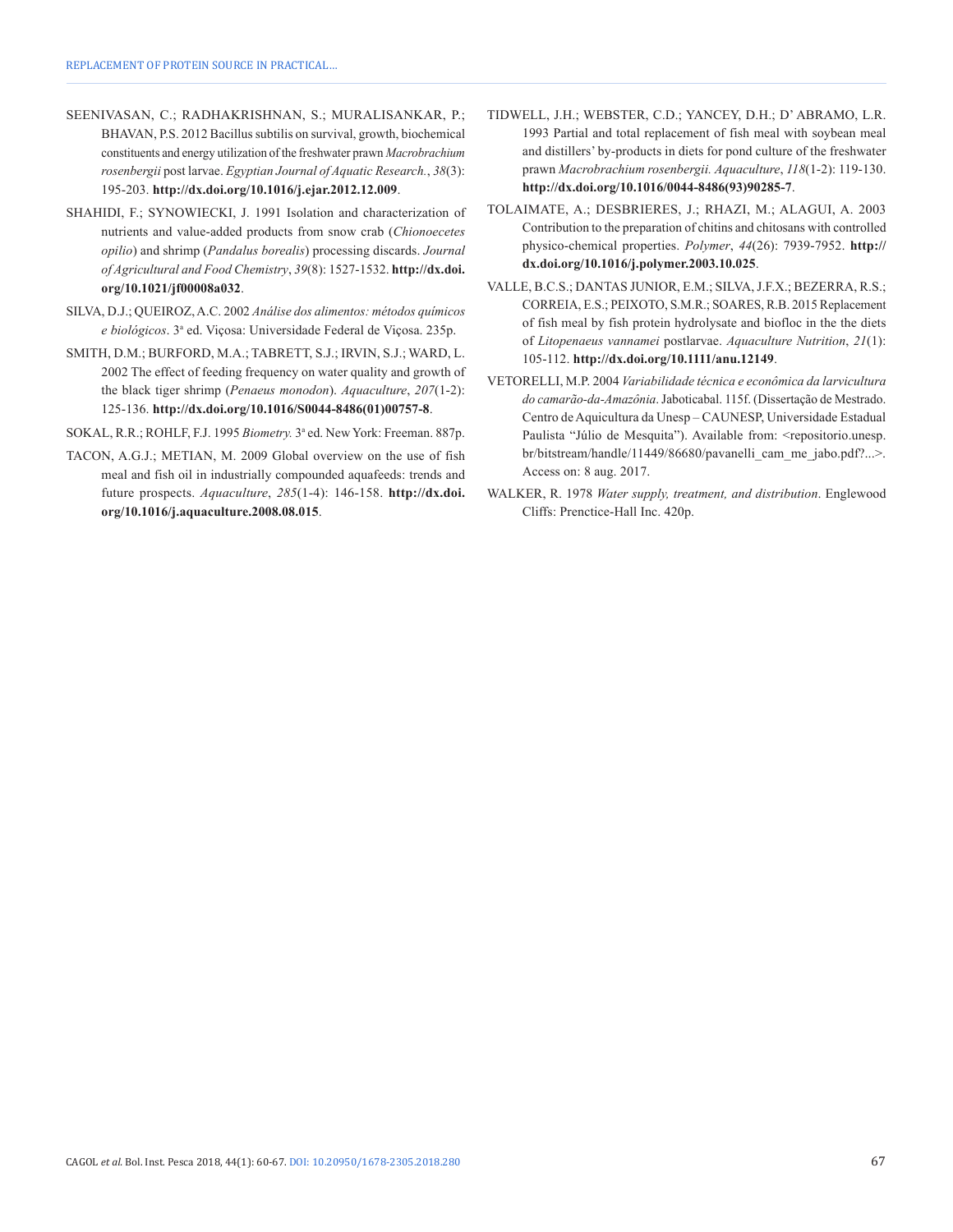SEENIVASAN, C.; RADHAKRISHNAN, S.; MURALISANKAR, P.; BHAVAN, P.S. 2012 Bacillus subtilis on survival, growth, biochemical constituents and energy utilization of the freshwater prawn *Macrobrachium rosenbergii* post larvae. *Egyptian Journal of Aquatic Research.*, *38*(3): 195-203. **http://dx.doi.org/10.1016/j.ejar.2012.12.009**.

SHAHIDI, F.; SYNOWIECKI, J. 1991 Isolation and characterization of nutrients and value-added products from snow crab (*Chionoecetes opilio*) and shrimp (*Pandalus borealis*) processing discards. *Journal of Agricultural and Food Chemistry*, *39*(8): 1527-1532. **http://dx.doi.org/10.1021/jf00008a032**.

SILVA, D.J.; QUEIROZ, A.C. 2002 *Análise dos alimentos: métodos químicos e biológicos*. 3ª ed. Viçosa: Universidade Federal de Viçosa. 235p.

SMITH, D.M.; BURFORD, M.A.; TABRETT, S.J.; IRVIN, S.J.; WARD, L. 2002 The effect of feeding frequency on water quality and growth of the black tiger shrimp (*Penaeus monodon*). *Aquaculture*, *207*(1-2): 125-136. **http://dx.doi.org/10.1016/S0044-8486(01)00757-8**.

SOKAL, R.R.; ROHLF, F.J. 1995 *Biometry.* 3ª ed. New York: Freeman. 887p.

TACON, A.G.J.; METIAN, M. 2009 Global overview on the use of fish meal and fish oil in industrially compounded aquafeeds: trends and future prospects. *Aquaculture*, *285*(1-4): 146-158. **http://dx.doi.org/10.1016/j.aquaculture.2008.08.015**.

TIDWELL, J.H.; WEBSTER, C.D.; YANCEY, D.H.; D' ABRAMO, L.R. 1993 Partial and total replacement of fish meal with soybean meal and distillers' by-products in diets for pond culture of the freshwater prawn *Macrobrachium rosenbergii. Aquaculture*, *118*(1-2): 119-130. **http://dx.doi.org/10.1016/0044-8486(93)90285-7**.

TOLAIMATE, A.; DESBRIERES, J.; RHAZI, M.; ALAGUI, A. 2003 Contribution to the preparation of chitins and chitosans with controlled physico-chemical properties. *Polymer*, *44*(26): 7939-7952. **http://dx.doi.org/10.1016/j.polymer.2003.10.025**.

VALLE, B.C.S.; DANTAS JUNIOR, E.M.; SILVA, J.F.X.; BEZERRA, R.S.; CORREIA, E.S.; PEIXOTO, S.M.R.; SOARES, R.B. 2015 Replacement of fish meal by fish protein hydrolysate and biofloc in the the diets of *Litopenaeus vannamei* postlarvae. *Aquaculture Nutrition*, *21*(1): 105-112. **http://dx.doi.org/10.1111/anu.12149**.

VETORELLI, M.P. 2004 *Variabilidade técnica e econômica da larvicultura do camarão-da-Amazônia*. Jaboticabal. 115f. (Dissertação de Mestrado. Centro de Aquicultura da Unesp – CAUNESP, Universidade Estadual Paulista "Júlio de Mesquita"). Available from: <repositorio.unesp.br/bitstream/handle/11449/86680/pavanelli_cam_me_jabo.pdf?...>. Access on: 8 aug. 2017.

WALKER, R. 1978 *Water supply, treatment, and distribution*. Englewood Cliffs: Prenctice-Hall Inc. 420p.